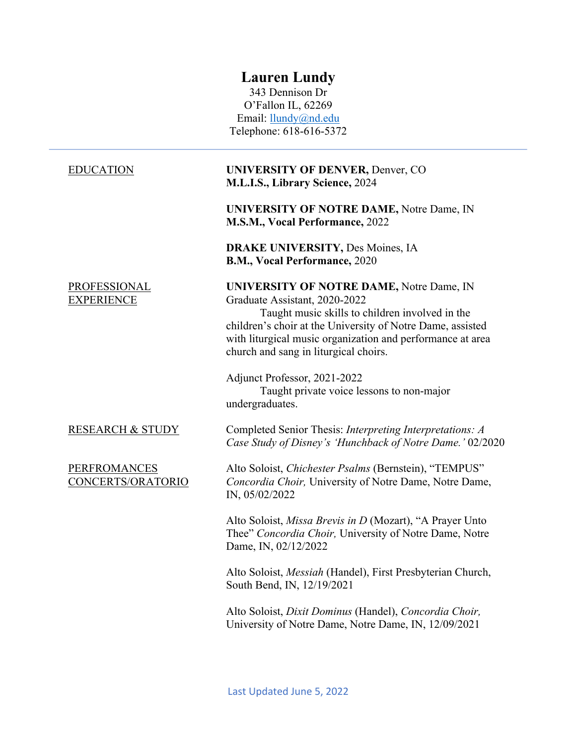# Lauren Lundy

343 Dennison Dr
O'Fallon IL, 62269
Email: llundy@nd.edu
Telephone: 618-616-5372

---

## EDUCATION

**UNIVERSITY OF DENVER,** Denver, CO
**M.L.I.S., Library Science,** 2024

**UNIVERSITY OF NOTRE DAME,** Notre Dame, IN
**M.S.M., Vocal Performance,** 2022

**DRAKE UNIVERSITY,** Des Moines, IA
**B.M., Vocal Performance,** 2020

## PROFESSIONAL EXPERIENCE

**UNIVERSITY OF NOTRE DAME,** Notre Dame, IN
Graduate Assistant, 2020-2022

Taught music skills to children involved in the children's choir at the University of Notre Dame, assisted with liturgical music organization and performance at area church and sang in liturgical choirs.

Adjunct Professor, 2021-2022

Taught private voice lessons to non-major undergraduates.

## RESEARCH & STUDY

Completed Senior Thesis: *Interpreting Interpretations: A Case Study of Disney's 'Hunchback of Notre Dame.'* 02/2020

## PERFROMANCES CONCERTS/ORATORIO

Alto Soloist, *Chichester Psalms* (Bernstein), "TEMPUS" *Concordia Choir,* University of Notre Dame, Notre Dame, IN, 05/02/2022

Alto Soloist, *Missa Brevis in D* (Mozart), "A Prayer Unto Thee" *Concordia Choir,* University of Notre Dame, Notre Dame, IN, 02/12/2022

Alto Soloist, *Messiah* (Handel), First Presbyterian Church, South Bend, IN, 12/19/2021

Alto Soloist, *Dixit Dominus* (Handel), *Concordia Choir,* University of Notre Dame, Notre Dame, IN, 12/09/2021

Last Updated June 5, 2022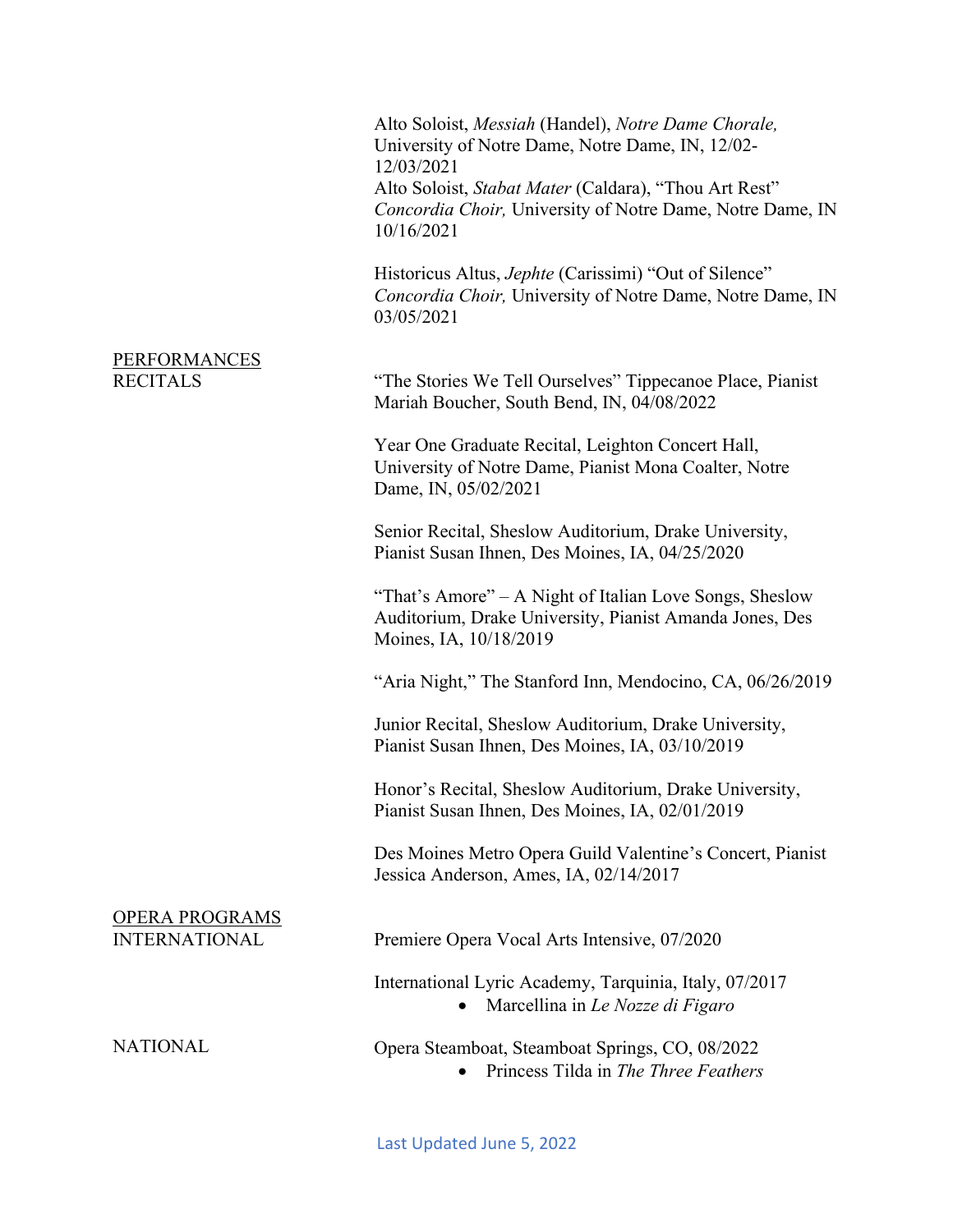Alto Soloist, *Messiah* (Handel), *Notre Dame Chorale,* University of Notre Dame, Notre Dame, IN, 12/02-12/03/2021
Alto Soloist, *Stabat Mater* (Caldara), "Thou Art Rest" *Concordia Choir,* University of Notre Dame, Notre Dame, IN 10/16/2021

Historicus Altus, *Jephte* (Carissimi) "Out of Silence" *Concordia Choir,* University of Notre Dame, Notre Dame, IN 03/05/2021

## PERFORMANCES

### RECITALS

"The Stories We Tell Ourselves" Tippecanoe Place, Pianist Mariah Boucher, South Bend, IN, 04/08/2022

Year One Graduate Recital, Leighton Concert Hall, University of Notre Dame, Pianist Mona Coalter, Notre Dame, IN, 05/02/2021

Senior Recital, Sheslow Auditorium, Drake University, Pianist Susan Ihnen, Des Moines, IA, 04/25/2020

"That's Amore" – A Night of Italian Love Songs, Sheslow Auditorium, Drake University, Pianist Amanda Jones, Des Moines, IA, 10/18/2019

"Aria Night," The Stanford Inn, Mendocino, CA, 06/26/2019

Junior Recital, Sheslow Auditorium, Drake University, Pianist Susan Ihnen, Des Moines, IA, 03/10/2019

Honor's Recital, Sheslow Auditorium, Drake University, Pianist Susan Ihnen, Des Moines, IA, 02/01/2019

Des Moines Metro Opera Guild Valentine's Concert, Pianist Jessica Anderson, Ames, IA, 02/14/2017

## OPERA PROGRAMS

### INTERNATIONAL

Premiere Opera Vocal Arts Intensive, 07/2020

International Lyric Academy, Tarquinia, Italy, 07/2017
- Marcellina in *Le Nozze di Figaro*

### NATIONAL

Opera Steamboat, Steamboat Springs, CO, 08/2022
- Princess Tilda in *The Three Feathers*

Last Updated June 5, 2022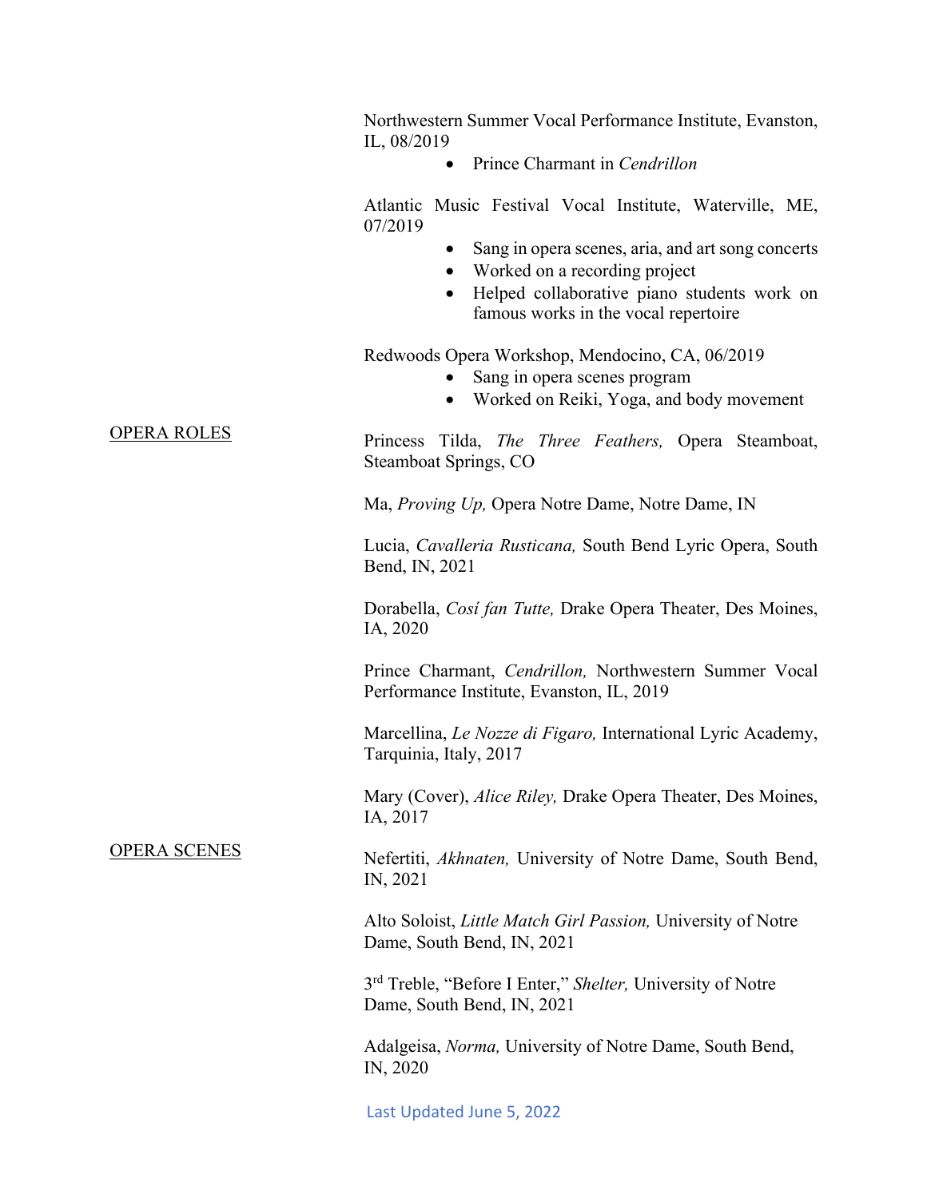Northwestern Summer Vocal Performance Institute, Evanston, IL, 08/2019

- Prince Charmant in *Cendrillon*

Atlantic Music Festival Vocal Institute, Waterville, ME, 07/2019

- Sang in opera scenes, aria, and art song concerts
- Worked on a recording project
- Helped collaborative piano students work on famous works in the vocal repertoire

Redwoods Opera Workshop, Mendocino, CA, 06/2019

- Sang in opera scenes program
- Worked on Reiki, Yoga, and body movement

## OPERA ROLES

Princess Tilda, *The Three Feathers,* Opera Steamboat, Steamboat Springs, CO

Ma, *Proving Up,* Opera Notre Dame, Notre Dame, IN

Lucia, *Cavalleria Rusticana,* South Bend Lyric Opera, South Bend, IN, 2021

Dorabella, *Cosí fan Tutte,* Drake Opera Theater, Des Moines, IA, 2020

Prince Charmant, *Cendrillon,* Northwestern Summer Vocal Performance Institute, Evanston, IL, 2019

Marcellina, *Le Nozze di Figaro,* International Lyric Academy, Tarquinia, Italy, 2017

Mary (Cover), *Alice Riley,* Drake Opera Theater, Des Moines, IA, 2017

## OPERA SCENES

Nefertiti, *Akhnaten,* University of Notre Dame, South Bend, IN, 2021

Alto Soloist, *Little Match Girl Passion,* University of Notre Dame, South Bend, IN, 2021

3rd Treble, "Before I Enter," *Shelter,* University of Notre Dame, South Bend, IN, 2021

Adalgeisa, *Norma,* University of Notre Dame, South Bend, IN, 2020

Last Updated June 5, 2022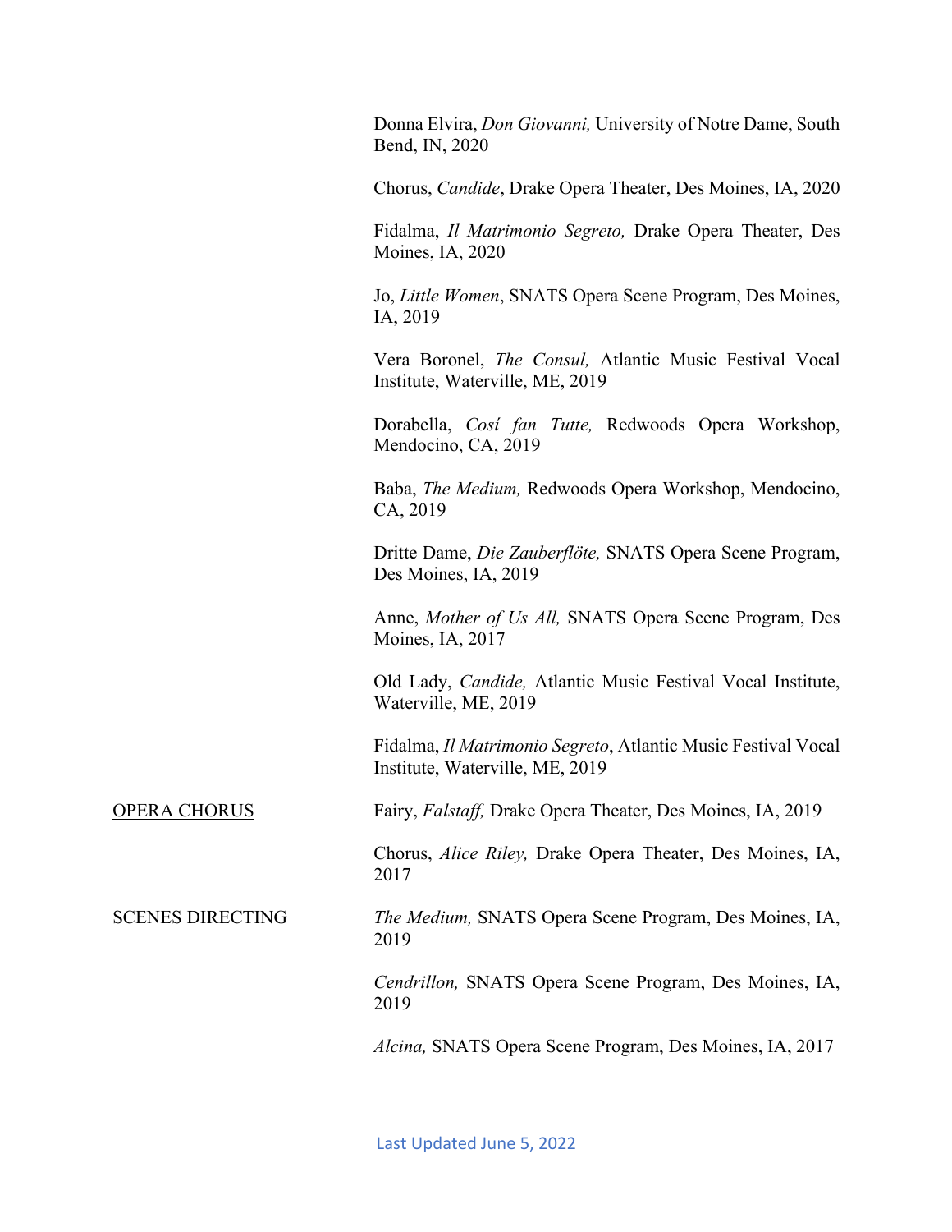Donna Elvira, *Don Giovanni,* University of Notre Dame, South Bend, IN, 2020

Chorus, *Candide*, Drake Opera Theater, Des Moines, IA, 2020

Fidalma, *Il Matrimonio Segreto,* Drake Opera Theater, Des Moines, IA, 2020

Jo, *Little Women*, SNATS Opera Scene Program, Des Moines, IA, 2019

Vera Boronel, *The Consul,* Atlantic Music Festival Vocal Institute, Waterville, ME, 2019

Dorabella, *Cosí fan Tutte,* Redwoods Opera Workshop, Mendocino, CA, 2019

Baba, *The Medium,* Redwoods Opera Workshop, Mendocino, CA, 2019

Dritte Dame, *Die Zauberflöte,* SNATS Opera Scene Program, Des Moines, IA, 2019

Anne, *Mother of Us All,* SNATS Opera Scene Program, Des Moines, IA, 2017

Old Lady, *Candide,* Atlantic Music Festival Vocal Institute, Waterville, ME, 2019

Fidalma, *Il Matrimonio Segreto*, Atlantic Music Festival Vocal Institute, Waterville, ME, 2019

OPERA CHORUS

Fairy, *Falstaff,* Drake Opera Theater, Des Moines, IA, 2019

Chorus, *Alice Riley,* Drake Opera Theater, Des Moines, IA, 2017

SCENES DIRECTING

*The Medium,* SNATS Opera Scene Program, Des Moines, IA, 2019

*Cendrillon,* SNATS Opera Scene Program, Des Moines, IA, 2019

*Alcina,* SNATS Opera Scene Program, Des Moines, IA, 2017

Last Updated June 5, 2022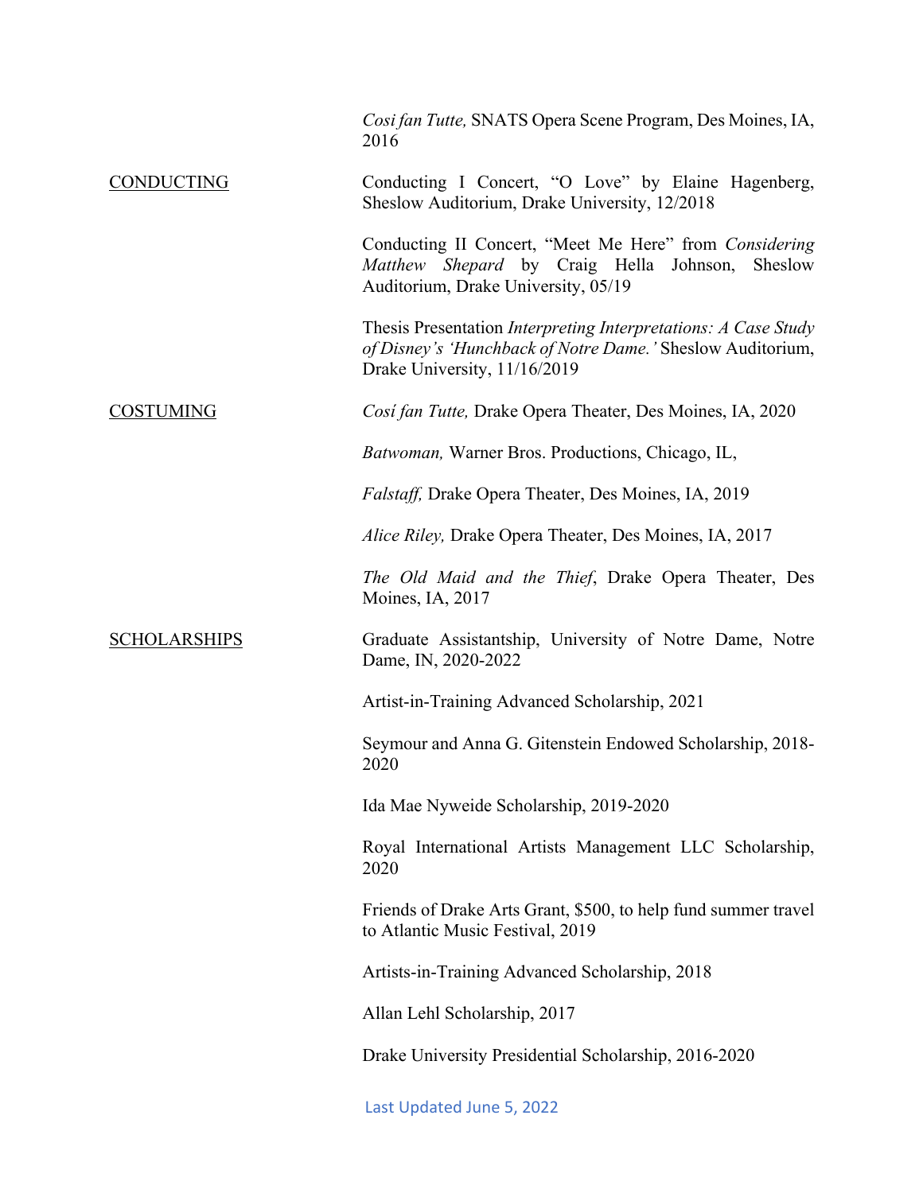*Cosi fan Tutte,* SNATS Opera Scene Program, Des Moines, IA, 2016

## CONDUCTING

Conducting I Concert, "O Love" by Elaine Hagenberg, Sheslow Auditorium, Drake University, 12/2018

Conducting II Concert, "Meet Me Here" from *Considering Matthew Shepard* by Craig Hella Johnson, Sheslow Auditorium, Drake University, 05/19

Thesis Presentation *Interpreting Interpretations: A Case Study of Disney's 'Hunchback of Notre Dame.'* Sheslow Auditorium, Drake University, 11/16/2019

## COSTUMING

*Cosí fan Tutte,* Drake Opera Theater, Des Moines, IA, 2020

*Batwoman,* Warner Bros. Productions, Chicago, IL,

*Falstaff,* Drake Opera Theater, Des Moines, IA, 2019

*Alice Riley,* Drake Opera Theater, Des Moines, IA, 2017

*The Old Maid and the Thief*, Drake Opera Theater, Des Moines, IA, 2017

## SCHOLARSHIPS

Graduate Assistantship, University of Notre Dame, Notre Dame, IN, 2020-2022

Artist-in-Training Advanced Scholarship, 2021

Seymour and Anna G. Gitenstein Endowed Scholarship, 2018-2020

Ida Mae Nyweide Scholarship, 2019-2020

Royal International Artists Management LLC Scholarship, 2020

Friends of Drake Arts Grant, $500, to help fund summer travel to Atlantic Music Festival, 2019

Artists-in-Training Advanced Scholarship, 2018

Allan Lehl Scholarship, 2017

Drake University Presidential Scholarship, 2016-2020

Last Updated June 5, 2022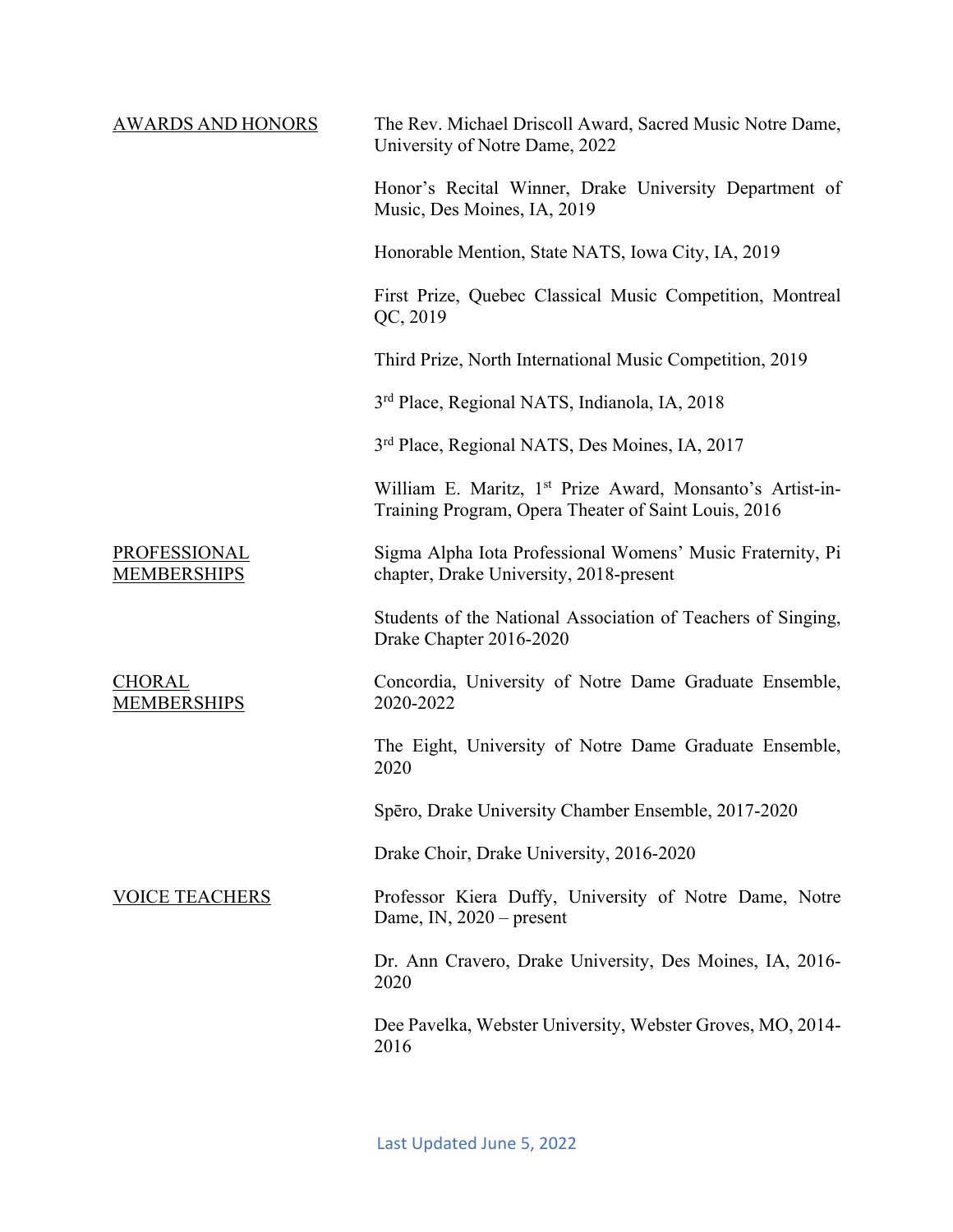## AWARDS AND HONORS

The Rev. Michael Driscoll Award, Sacred Music Notre Dame, University of Notre Dame, 2022

Honor's Recital Winner, Drake University Department of Music, Des Moines, IA, 2019

Honorable Mention, State NATS, Iowa City, IA, 2019

First Prize, Quebec Classical Music Competition, Montreal QC, 2019

Third Prize, North International Music Competition, 2019

3rd Place, Regional NATS, Indianola, IA, 2018

3rd Place, Regional NATS, Des Moines, IA, 2017

William E. Maritz, 1st Prize Award, Monsanto's Artist-in-Training Program, Opera Theater of Saint Louis, 2016

## PROFESSIONAL MEMBERSHIPS

Sigma Alpha Iota Professional Womens' Music Fraternity, Pi chapter, Drake University, 2018-present

Students of the National Association of Teachers of Singing, Drake Chapter 2016-2020

## CHORAL MEMBERSHIPS

Concordia, University of Notre Dame Graduate Ensemble, 2020-2022

The Eight, University of Notre Dame Graduate Ensemble, 2020

Spēro, Drake University Chamber Ensemble, 2017-2020

Drake Choir, Drake University, 2016-2020

## VOICE TEACHERS

Professor Kiera Duffy, University of Notre Dame, Notre Dame, IN, 2020 – present

Dr. Ann Cravero, Drake University, Des Moines, IA, 2016-2020

Dee Pavelka, Webster University, Webster Groves, MO, 2014-2016

Last Updated June 5, 2022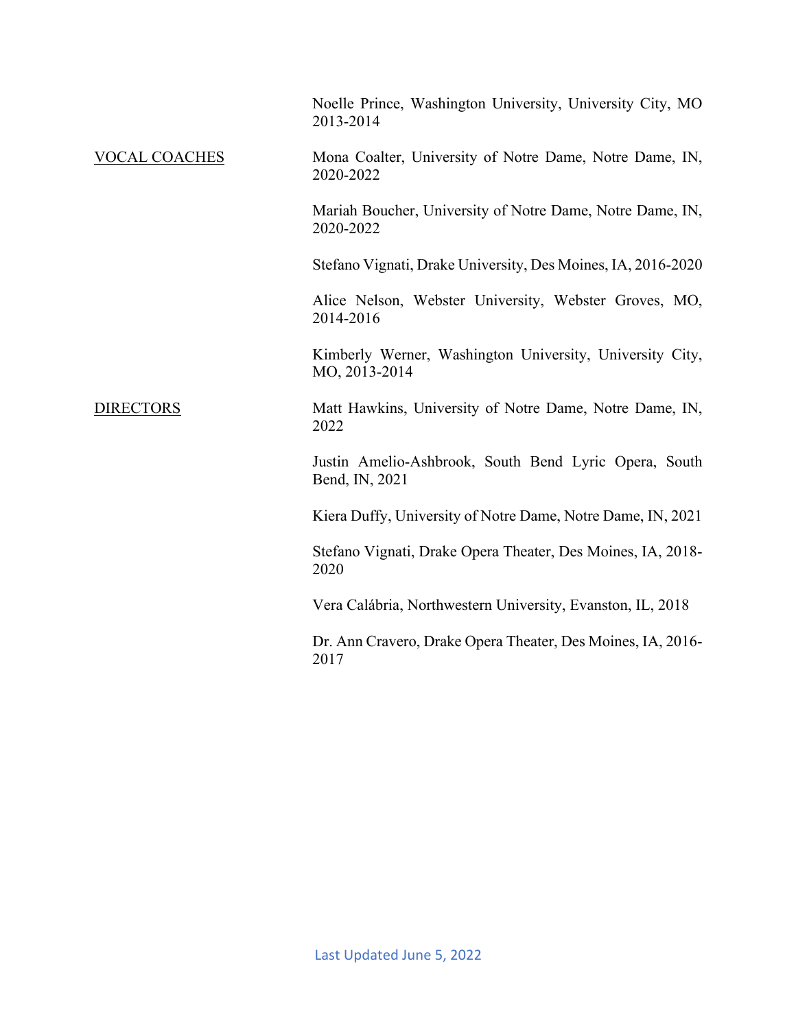Noelle Prince, Washington University, University City, MO 2013-2014

<u>VOCAL COACHES</u>

Mona Coalter, University of Notre Dame, Notre Dame, IN, 2020-2022

Mariah Boucher, University of Notre Dame, Notre Dame, IN, 2020-2022

Stefano Vignati, Drake University, Des Moines, IA, 2016-2020

Alice Nelson, Webster University, Webster Groves, MO, 2014-2016

Kimberly Werner, Washington University, University City, MO, 2013-2014

<u>DIRECTORS</u>

Matt Hawkins, University of Notre Dame, Notre Dame, IN, 2022

Justin Amelio-Ashbrook, South Bend Lyric Opera, South Bend, IN, 2021

Kiera Duffy, University of Notre Dame, Notre Dame, IN, 2021

Stefano Vignati, Drake Opera Theater, Des Moines, IA, 2018-2020

Vera Calábria, Northwestern University, Evanston, IL, 2018

Dr. Ann Cravero, Drake Opera Theater, Des Moines, IA, 2016-2017

Last Updated June 5, 2022